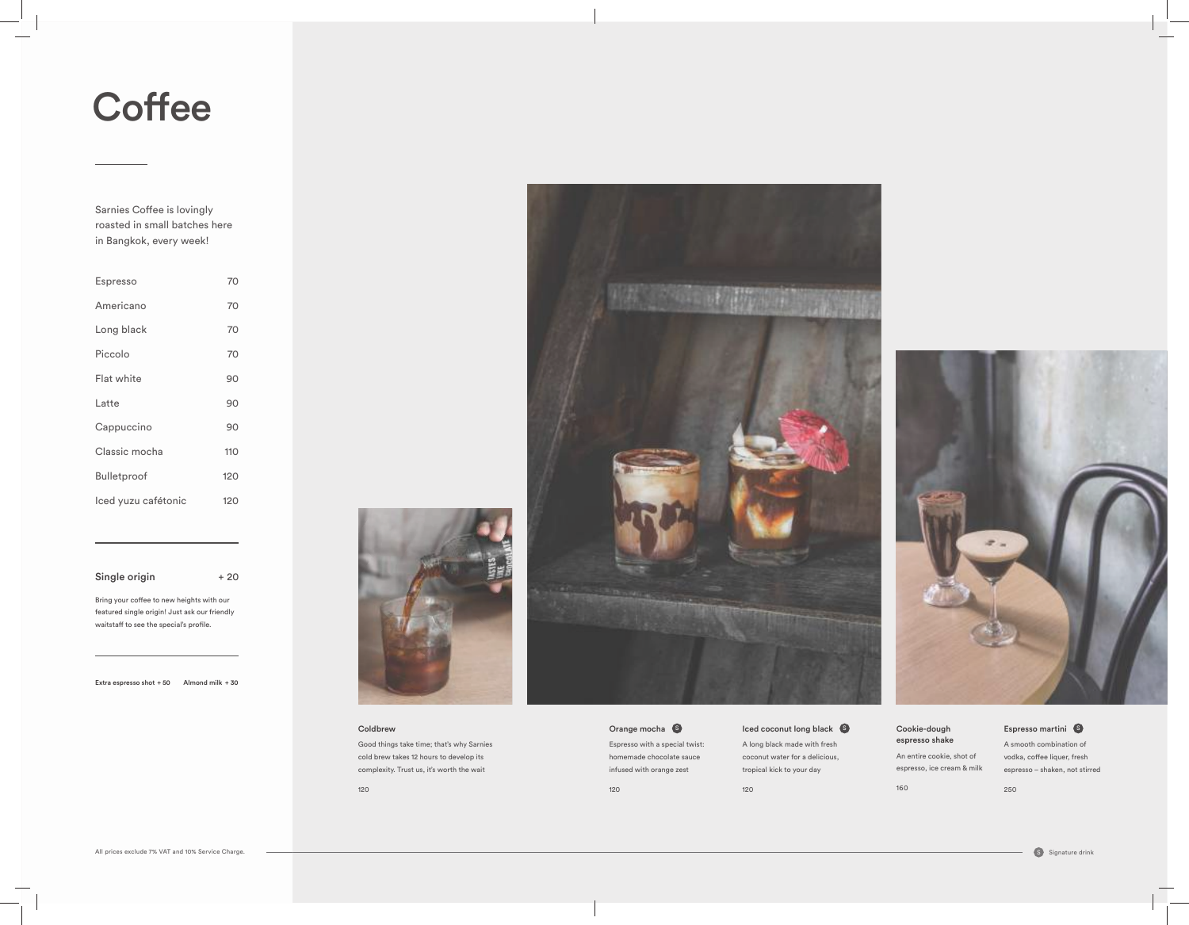# Coffee

Sarnies Coffee is lovingly roasted in small batches here in Bangkok, every week!

| Item | Price |
| --- | --- |
| Espresso | 70 |
| Americano | 70 |
| Long black | 70 |
| Piccolo | 70 |
| Flat white | 90 |
| Latte | 90 |
| Cappuccino | 90 |
| Classic mocha | 110 |
| Bulletproof | 120 |
| Iced yuzu cafétonic | 120 |

**Single origin** + 20

Bring your coffee to new heights with our featured single origin! Just ask our friendly waitstaff to see the special's profile.

Extra espresso shot + 50 Almond milk + 30

**Coldbrew**

Good things take time; that's why Sarnies cold brew takes 12 hours to develop its complexity. Trust us, it's worth the wait

120

**Orange mocha** (S)

Espresso with a special twist: homemade chocolate sauce infused with orange zest

120

**Iced coconut long black** (S)

A long black made with fresh coconut water for a delicious, tropical kick to your day

120

**Cookie-dough espresso shake**

An entire cookie, shot of espresso, ice cream & milk

160

**Espresso martini** (S)

A smooth combination of vodka, coffee liquer, fresh espresso – shaken, not stirred

250

All prices exclude 7% VAT and 10% Service Charge.

(S) Signature drink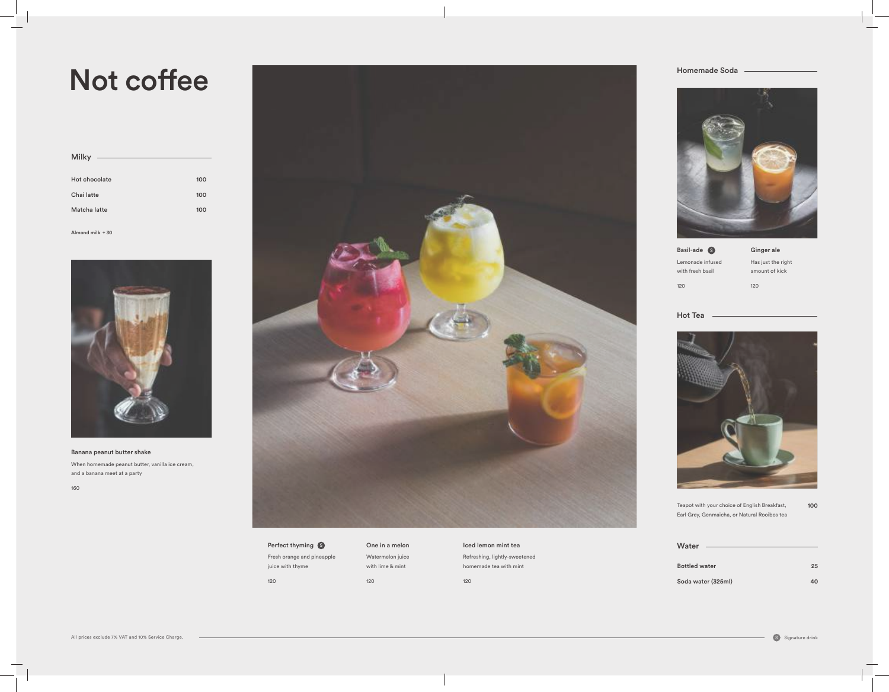# Not coffee

## Milky

| Item | Price |
| --- | --- |
| Hot chocolate | 100 |
| Chai latte | 100 |
| Matcha latte | 100 |

Almond milk + 30

**Banana peanut butter shake**

When homemade peanut butter, vanilla ice cream, and a banana meet at a party

160

**Perfect thyming** (S)

Fresh orange and pineapple juice with thyme

120

**One in a melon**

Watermelon juice with lime & mint

120

**Iced lemon mint tea**

Refreshing, lightly-sweetened homemade tea with mint

120

## Homemade Soda

**Basil-ade** (S)

Lemonade infused with fresh basil

120

**Ginger ale**

Has just the right amount of kick

120

## Hot Tea

Teapot with your choice of English Breakfast, Earl Grey, Genmaicha, or Natural Rooibos tea — **100**

## Water

| Item | Price |
| --- | --- |
| Bottled water | 25 |
| Soda water (325ml) | 40 |

All prices exclude 7% VAT and 10% Service Charge.

(S) Signature drink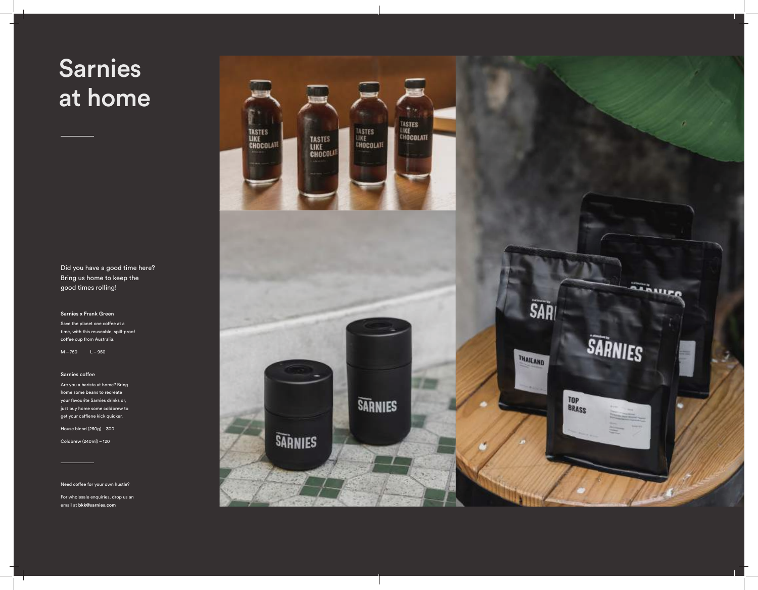# Sarnies at home

Did you have a good time here? Bring us home to keep the good times rolling!

**Sarnies x Frank Green**

Save the planet one coffee at a time, with this reuseable, spill-proof coffee cup from Australia.

M – 750 L – 950

**Sarnies coffee**

Are you a barista at home? Bring home some beans to recreate your favourite Sarnies drinks or, just buy home some coldbrew to get your caffiene kick quicker.

House blend (250g) – 300

Coldbrew (240ml) – 120

Need coffee for your own hustle?

For wholesale enquiries, drop us an email at **bkk@sarnies.com**